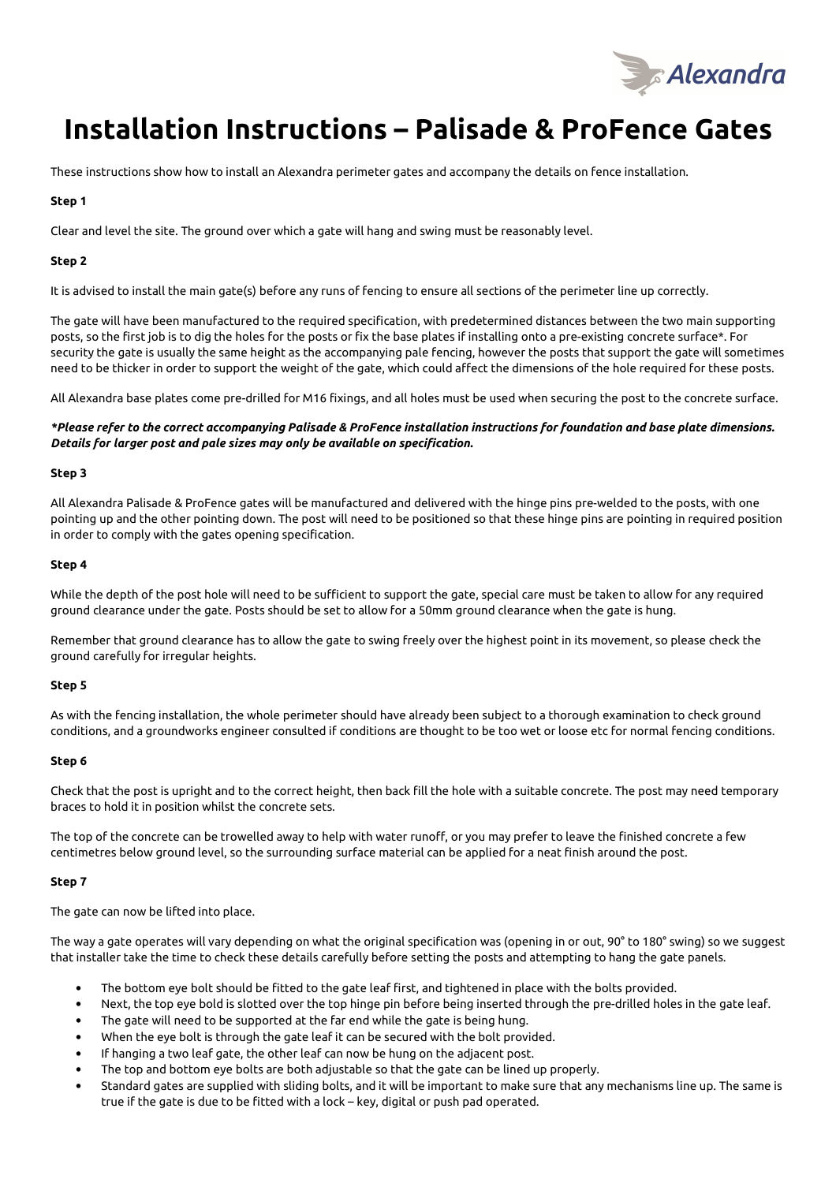# Installation Instructions – Palisade & ProFence Gates

These instructions show how to install an Alexandra perimeter gates and accompany the details on fence installation.

**Step 1**

Clear and level the site. The ground over which a gate will hang and swing must be reasonably level.

**Step 2**

It is advised to install the main gate(s) before any runs of fencing to ensure all sections of the perimeter line up correctly.

The gate will have been manufactured to the required specification, with predetermined distances between the two main supporting posts, so the first job is to dig the holes for the posts or fix the base plates if installing onto a pre-existing concrete surface*. For security the gate is usually the same height as the accompanying pale fencing, however the posts that support the gate will sometimes need to be thicker in order to support the weight of the gate, which could affect the dimensions of the hole required for these posts.

All Alexandra base plates come pre-drilled for M16 fixings, and all holes must be used when securing the post to the concrete surface.

***Please refer to the correct accompanying Palisade & ProFence installation instructions for foundation and base plate dimensions. Details for larger post and pale sizes may only be available on specification.***

**Step 3**

All Alexandra Palisade & ProFence gates will be manufactured and delivered with the hinge pins pre-welded to the posts, with one pointing up and the other pointing down. The post will need to be positioned so that these hinge pins are pointing in required position in order to comply with the gates opening specification.

**Step 4**

While the depth of the post hole will need to be sufficient to support the gate, special care must be taken to allow for any required ground clearance under the gate. Posts should be set to allow for a 50mm ground clearance when the gate is hung.

Remember that ground clearance has to allow the gate to swing freely over the highest point in its movement, so please check the ground carefully for irregular heights.

**Step 5**

As with the fencing installation, the whole perimeter should have already been subject to a thorough examination to check ground conditions, and a groundworks engineer consulted if conditions are thought to be too wet or loose etc for normal fencing conditions.

**Step 6**

Check that the post is upright and to the correct height, then back fill the hole with a suitable concrete. The post may need temporary braces to hold it in position whilst the concrete sets.

The top of the concrete can be trowelled away to help with water runoff, or you may prefer to leave the finished concrete a few centimetres below ground level, so the surrounding surface material can be applied for a neat finish around the post.

**Step 7**

The gate can now be lifted into place.

The way a gate operates will vary depending on what the original specification was (opening in or out, 90° to 180° swing) so we suggest that installer take the time to check these details carefully before setting the posts and attempting to hang the gate panels.

- The bottom eye bolt should be fitted to the gate leaf first, and tightened in place with the bolts provided.
- Next, the top eye bold is slotted over the top hinge pin before being inserted through the pre-drilled holes in the gate leaf.
- The gate will need to be supported at the far end while the gate is being hung.
- When the eye bolt is through the gate leaf it can be secured with the bolt provided.
- If hanging a two leaf gate, the other leaf can now be hung on the adjacent post.
- The top and bottom eye bolts are both adjustable so that the gate can be lined up properly.
- Standard gates are supplied with sliding bolts, and it will be important to make sure that any mechanisms line up. The same is true if the gate is due to be fitted with a lock – key, digital or push pad operated.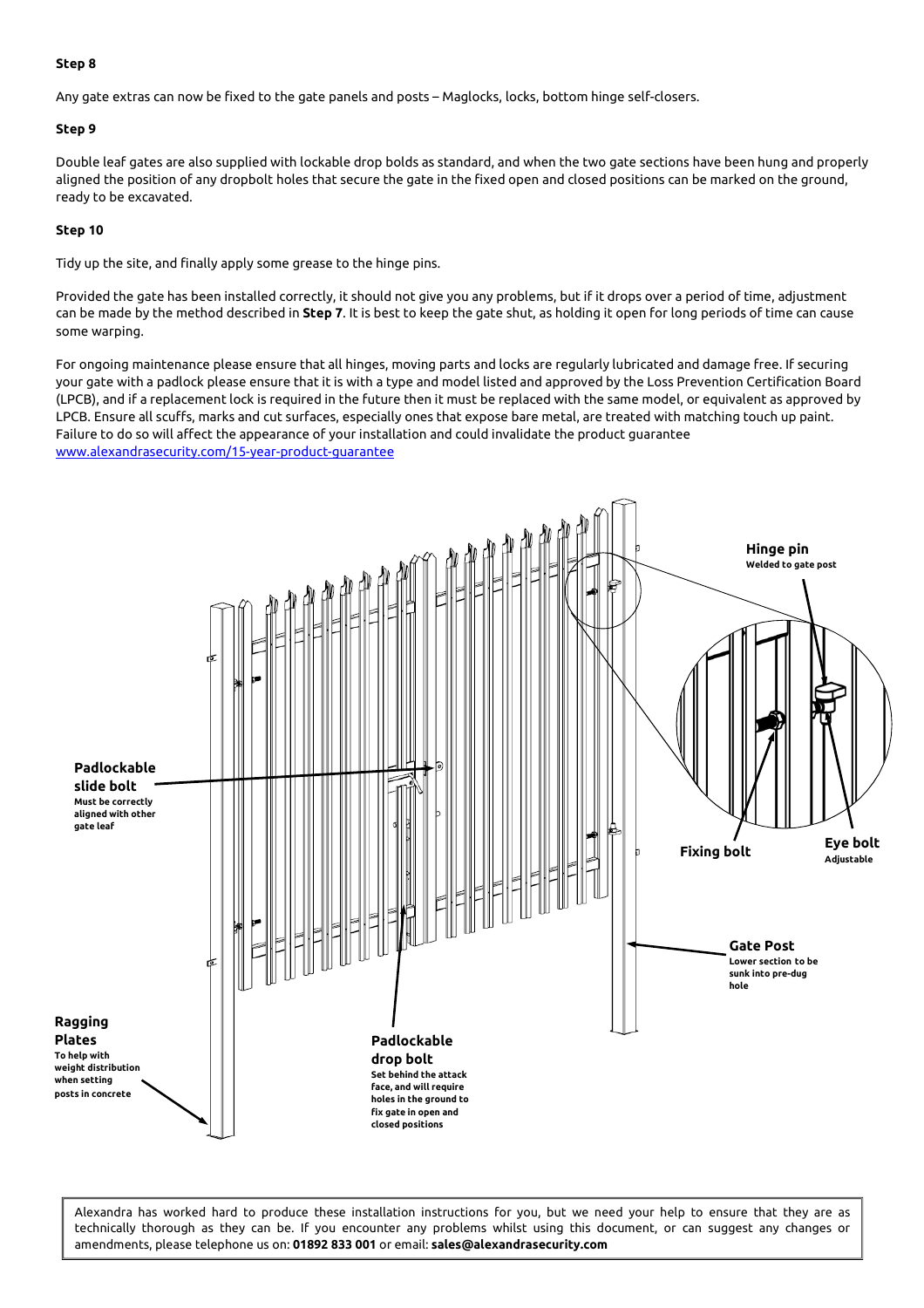**Step 8**

Any gate extras can now be fixed to the gate panels and posts – Maglocks, locks, bottom hinge self-closers.

**Step 9**

Double leaf gates are also supplied with lockable drop bolds as standard, and when the two gate sections have been hung and properly aligned the position of any dropbolt holes that secure the gate in the fixed open and closed positions can be marked on the ground, ready to be excavated.

**Step 10**

Tidy up the site, and finally apply some grease to the hinge pins.

Provided the gate has been installed correctly, it should not give you any problems, but if it drops over a period of time, adjustment can be made by the method described in **Step 7**. It is best to keep the gate shut, as holding it open for long periods of time can cause some warping.

For ongoing maintenance please ensure that all hinges, moving parts and locks are regularly lubricated and damage free. If securing your gate with a padlock please ensure that it is with a type and model listed and approved by the Loss Prevention Certification Board (LPCB), and if a replacement lock is required in the future then it must be replaced with the same model, or equivalent as approved by LPCB. Ensure all scuffs, marks and cut surfaces, especially ones that expose bare metal, are treated with matching touch up paint. Failure to do so will affect the appearance of your installation and could invalidate the product guarantee [www.alexandrasecurity.com/15-year-product-guarantee](http://www.alexandrasecurity.com/15-year-product-guarantee)

**Hinge pin**
Welded to gate post

**Padlockable slide bolt**
Must be correctly aligned with other gate leaf

**Fixing bolt**

**Eye bolt**
Adjustable

**Gate Post**
Lower section to be sunk into pre-dug hole

**Ragging Plates**
To help with weight distribution when setting posts in concrete

**Padlockable drop bolt**
Set behind the attack face, and will require holes in the ground to fix gate in open and closed positions

Alexandra has worked hard to produce these installation instructions for you, but we need your help to ensure that they are as technically thorough as they can be. If you encounter any problems whilst using this document, or can suggest any changes or amendments, please telephone us on: **01892 833 001** or email: **sales@alexandrasecurity.com**